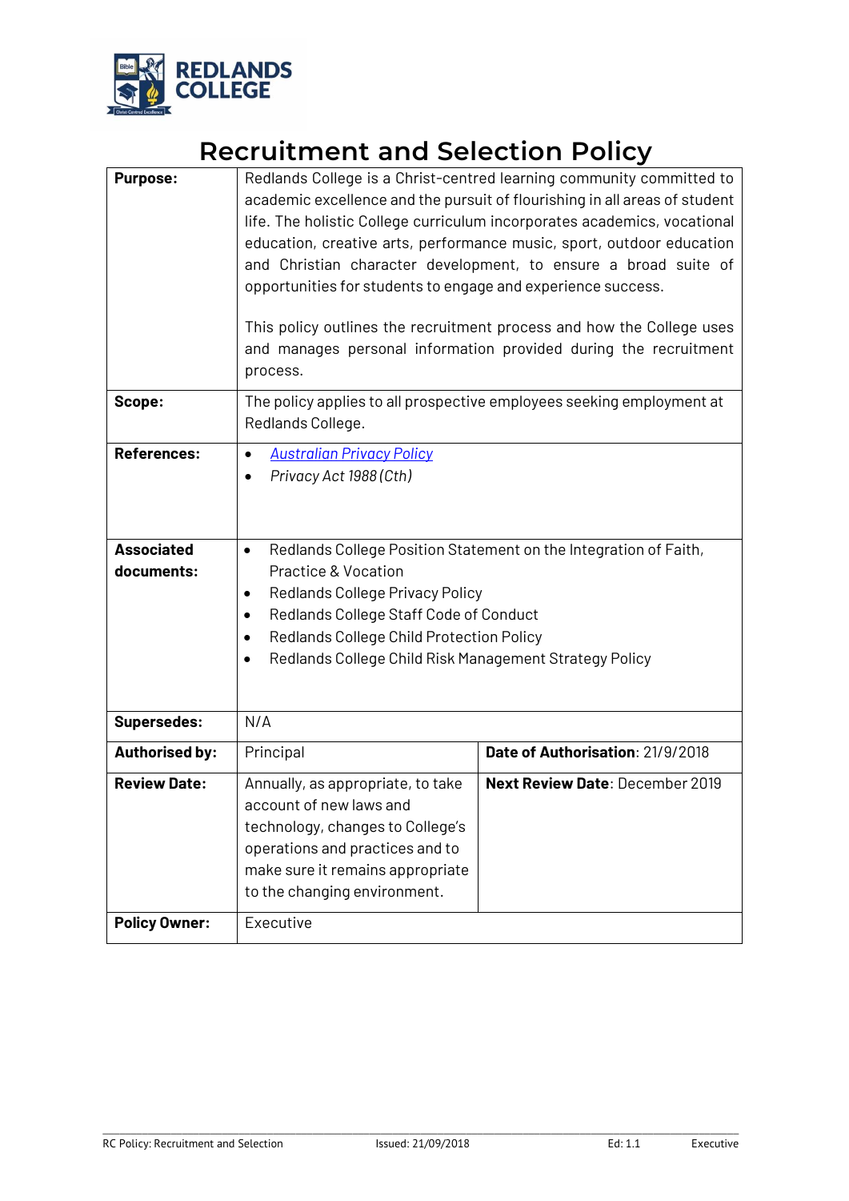# Recruitment and Selection Policy

| | | |
|---|---|---|
| **Purpose:** | Redlands College is a Christ-centred learning community committed to academic excellence and the pursuit of flourishing in all areas of student life. The holistic College curriculum incorporates academics, vocational education, creative arts, performance music, sport, outdoor education and Christian character development, to ensure a broad suite of opportunities for students to engage and experience success.<br><br>This policy outlines the recruitment process and how the College uses and manages personal information provided during the recruitment process. | |
| **Scope:** | The policy applies to all prospective employees seeking employment at Redlands College. | |
| **References:** | • *Australian Privacy Policy*<br>• *Privacy Act 1988 (Cth)* | |
| **Associated documents:** | • Redlands College Position Statement on the Integration of Faith, Practice & Vocation<br>• Redlands College Privacy Policy<br>• Redlands College Staff Code of Conduct<br>• Redlands College Child Protection Policy<br>• Redlands College Child Risk Management Strategy Policy | |
| **Supersedes:** | N/A | |
| **Authorised by:** | Principal | **Date of Authorisation**: 21/9/2018 |
| **Review Date:** | Annually, as appropriate, to take account of new laws and technology, changes to College's operations and practices and to make sure it remains appropriate to the changing environment. | **Next Review Date**: December 2019 |
| **Policy Owner:** | Executive | |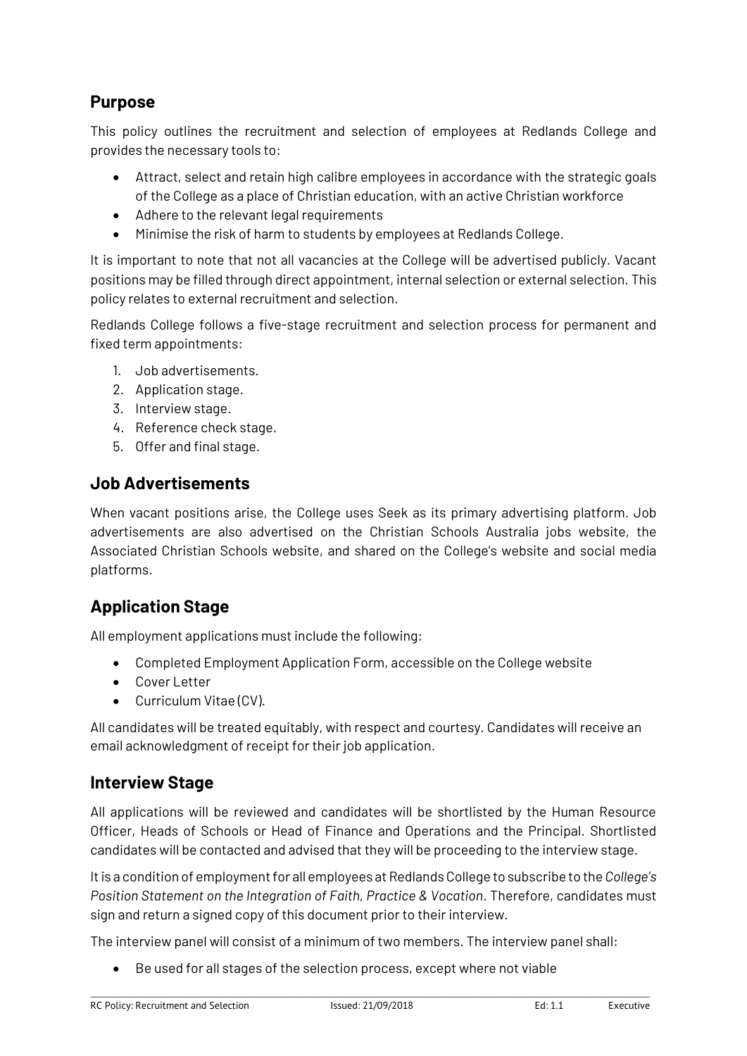## Purpose

This policy outlines the recruitment and selection of employees at Redlands College and provides the necessary tools to:

- Attract, select and retain high calibre employees in accordance with the strategic goals of the College as a place of Christian education, with an active Christian workforce
- Adhere to the relevant legal requirements
- Minimise the risk of harm to students by employees at Redlands College.

It is important to note that not all vacancies at the College will be advertised publicly. Vacant positions may be filled through direct appointment, internal selection or external selection. This policy relates to external recruitment and selection.

Redlands College follows a five-stage recruitment and selection process for permanent and fixed term appointments:

1. Job advertisements.
2. Application stage.
3. Interview stage.
4. Reference check stage.
5. Offer and final stage.

## Job Advertisements

When vacant positions arise, the College uses Seek as its primary advertising platform. Job advertisements are also advertised on the Christian Schools Australia jobs website, the Associated Christian Schools website, and shared on the College's website and social media platforms.

## Application Stage

All employment applications must include the following:

- Completed Employment Application Form, accessible on the College website
- Cover Letter
- Curriculum Vitae (CV).

All candidates will be treated equitably, with respect and courtesy. Candidates will receive an email acknowledgment of receipt for their job application.

## Interview Stage

All applications will be reviewed and candidates will be shortlisted by the Human Resource Officer, Heads of Schools or Head of Finance and Operations and the Principal. Shortlisted candidates will be contacted and advised that they will be proceeding to the interview stage.

It is a condition of employment for all employees at Redlands College to subscribe to the *College's Position Statement on the Integration of Faith, Practice & Vocation.* Therefore, candidates must sign and return a signed copy of this document prior to their interview.

The interview panel will consist of a minimum of two members. The interview panel shall:

- Be used for all stages of the selection process, except where not viable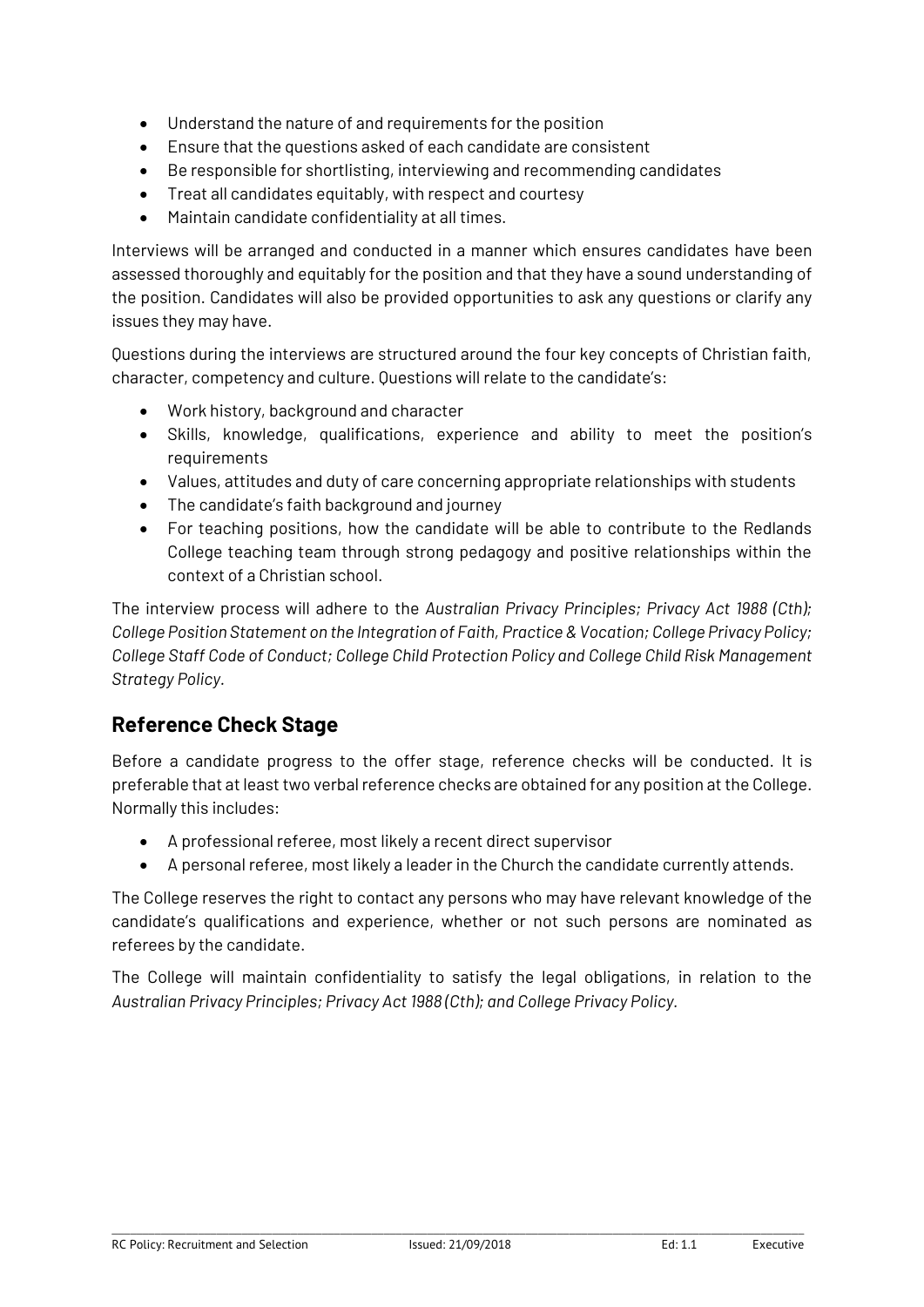- Understand the nature of and requirements for the position
- Ensure that the questions asked of each candidate are consistent
- Be responsible for shortlisting, interviewing and recommending candidates
- Treat all candidates equitably, with respect and courtesy
- Maintain candidate confidentiality at all times.

Interviews will be arranged and conducted in a manner which ensures candidates have been assessed thoroughly and equitably for the position and that they have a sound understanding of the position. Candidates will also be provided opportunities to ask any questions or clarify any issues they may have.

Questions during the interviews are structured around the four key concepts of Christian faith, character, competency and culture. Questions will relate to the candidate's:

- Work history, background and character
- Skills, knowledge, qualifications, experience and ability to meet the position's requirements
- Values, attitudes and duty of care concerning appropriate relationships with students
- The candidate's faith background and journey
- For teaching positions, how the candidate will be able to contribute to the Redlands College teaching team through strong pedagogy and positive relationships within the context of a Christian school.

The interview process will adhere to the *Australian Privacy Principles; Privacy Act 1988 (Cth); College Position Statement on the Integration of Faith, Practice & Vocation; College Privacy Policy; College Staff Code of Conduct; College Child Protection Policy and College Child Risk Management Strategy Policy.*

## Reference Check Stage

Before a candidate progress to the offer stage, reference checks will be conducted. It is preferable that at least two verbal reference checks are obtained for any position at the College. Normally this includes:

- A professional referee, most likely a recent direct supervisor
- A personal referee, most likely a leader in the Church the candidate currently attends.

The College reserves the right to contact any persons who may have relevant knowledge of the candidate's qualifications and experience, whether or not such persons are nominated as referees by the candidate.

The College will maintain confidentiality to satisfy the legal obligations, in relation to the *Australian Privacy Principles; Privacy Act 1988 (Cth); and College Privacy Policy.*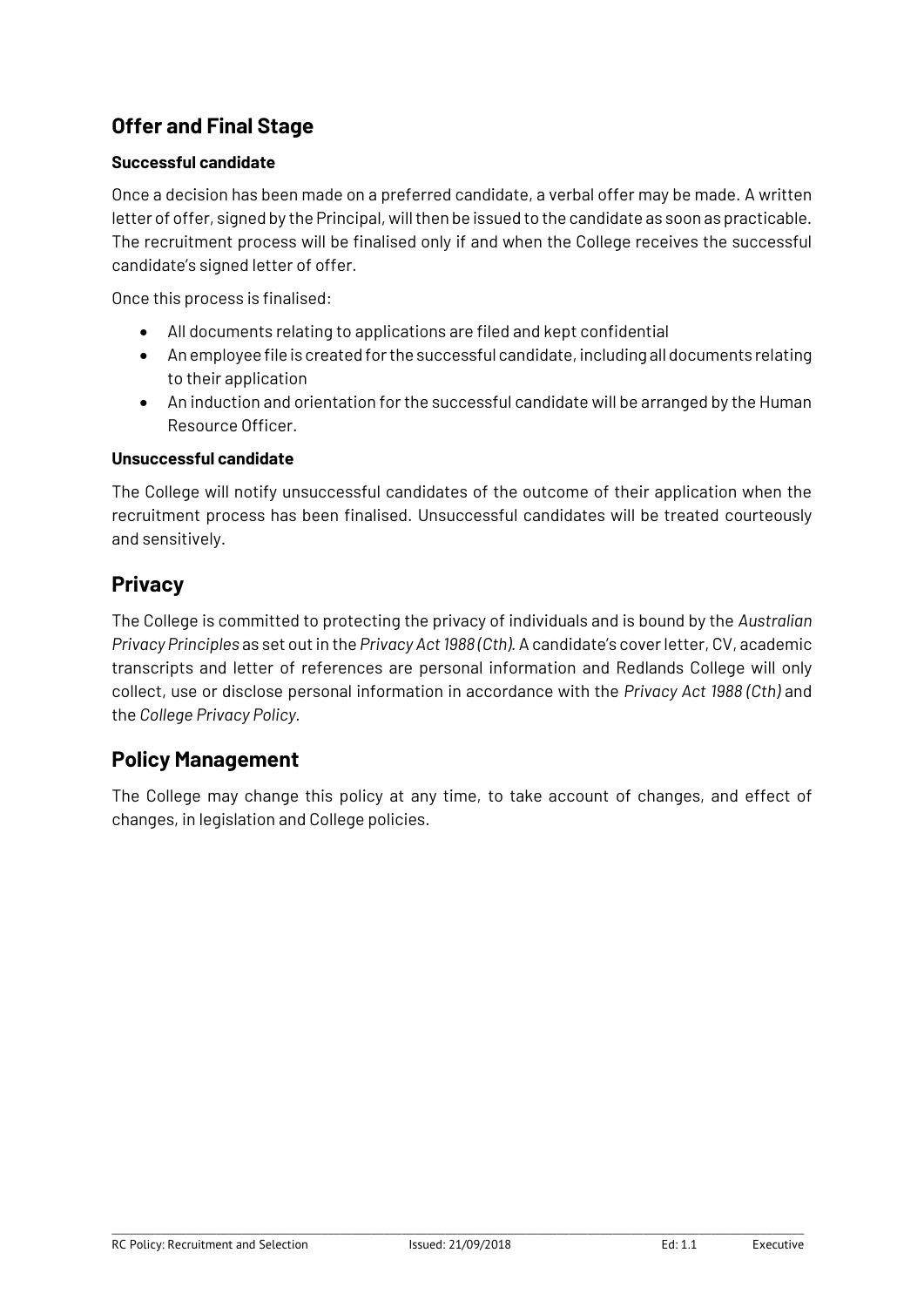## Offer and Final Stage

#### Successful candidate

Once a decision has been made on a preferred candidate, a verbal offer may be made. A written letter of offer, signed by the Principal, will then be issued to the candidate as soon as practicable. The recruitment process will be finalised only if and when the College receives the successful candidate's signed letter of offer.

Once this process is finalised:

- All documents relating to applications are filed and kept confidential
- An employee file is created for the successful candidate, including all documents relating to their application
- An induction and orientation for the successful candidate will be arranged by the Human Resource Officer.

#### Unsuccessful candidate

The College will notify unsuccessful candidates of the outcome of their application when the recruitment process has been finalised. Unsuccessful candidates will be treated courteously and sensitively.

## Privacy

The College is committed to protecting the privacy of individuals and is bound by the *Australian Privacy Principles* as set out in the *Privacy Act 1988 (Cth).* A candidate's cover letter, CV, academic transcripts and letter of references are personal information and Redlands College will only collect, use or disclose personal information in accordance with the *Privacy Act 1988 (Cth)* and the *College Privacy Policy.*

## Policy Management

The College may change this policy at any time, to take account of changes, and effect of changes, in legislation and College policies.